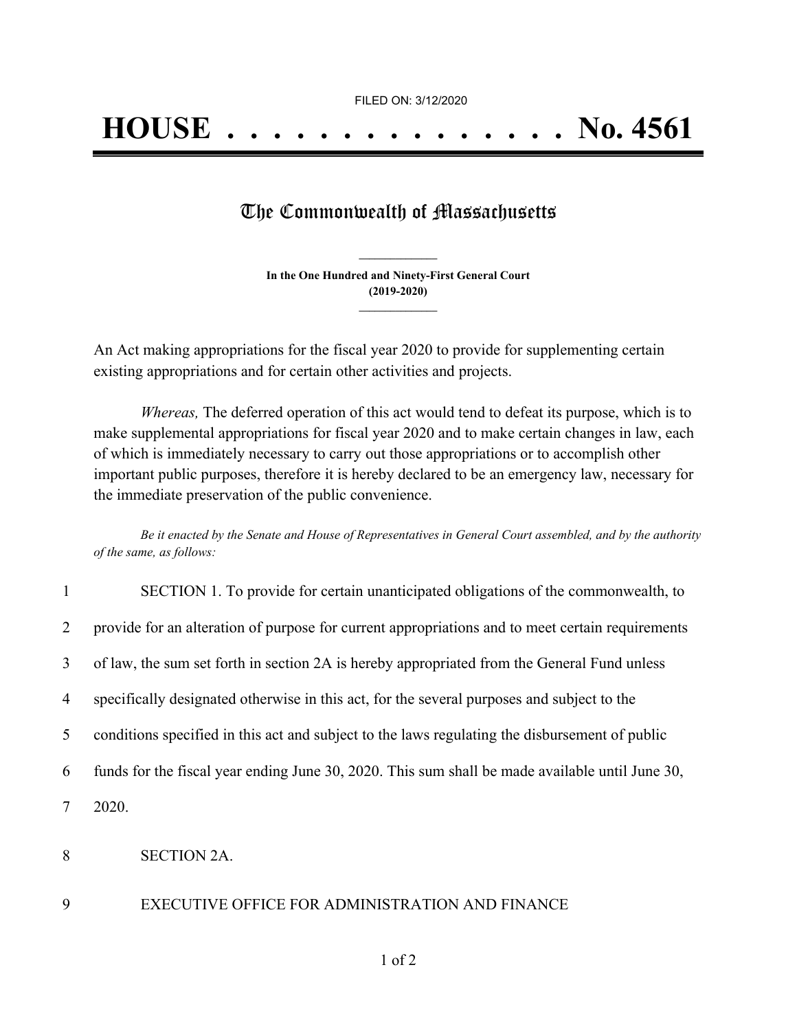FILED ON: 3/12/2020

# HOUSE . . . . . . . . . . . . . . . No. 4561

## The Commonwealth of Massachusetts

**In the One Hundred and Ninety-First General Court**
**(2019-2020)**

An Act making appropriations for the fiscal year 2020 to provide for supplementing certain existing appropriations and for certain other activities and projects.

*Whereas,* The deferred operation of this act would tend to defeat its purpose, which is to make supplemental appropriations for fiscal year 2020 and to make certain changes in law, each of which is immediately necessary to carry out those appropriations or to accomplish other important public purposes, therefore it is hereby declared to be an emergency law, necessary for the immediate preservation of the public convenience.

*Be it enacted by the Senate and House of Representatives in General Court assembled, and by the authority of the same, as follows:*

1 SECTION 1. To provide for certain unanticipated obligations of the commonwealth, to
2 provide for an alteration of purpose for current appropriations and to meet certain requirements
3 of law, the sum set forth in section 2A is hereby appropriated from the General Fund unless
4 specifically designated otherwise in this act, for the several purposes and subject to the
5 conditions specified in this act and subject to the laws regulating the disbursement of public
6 funds for the fiscal year ending June 30, 2020. This sum shall be made available until June 30,
7 2020.

8 SECTION 2A.

9 EXECUTIVE OFFICE FOR ADMINISTRATION AND FINANCE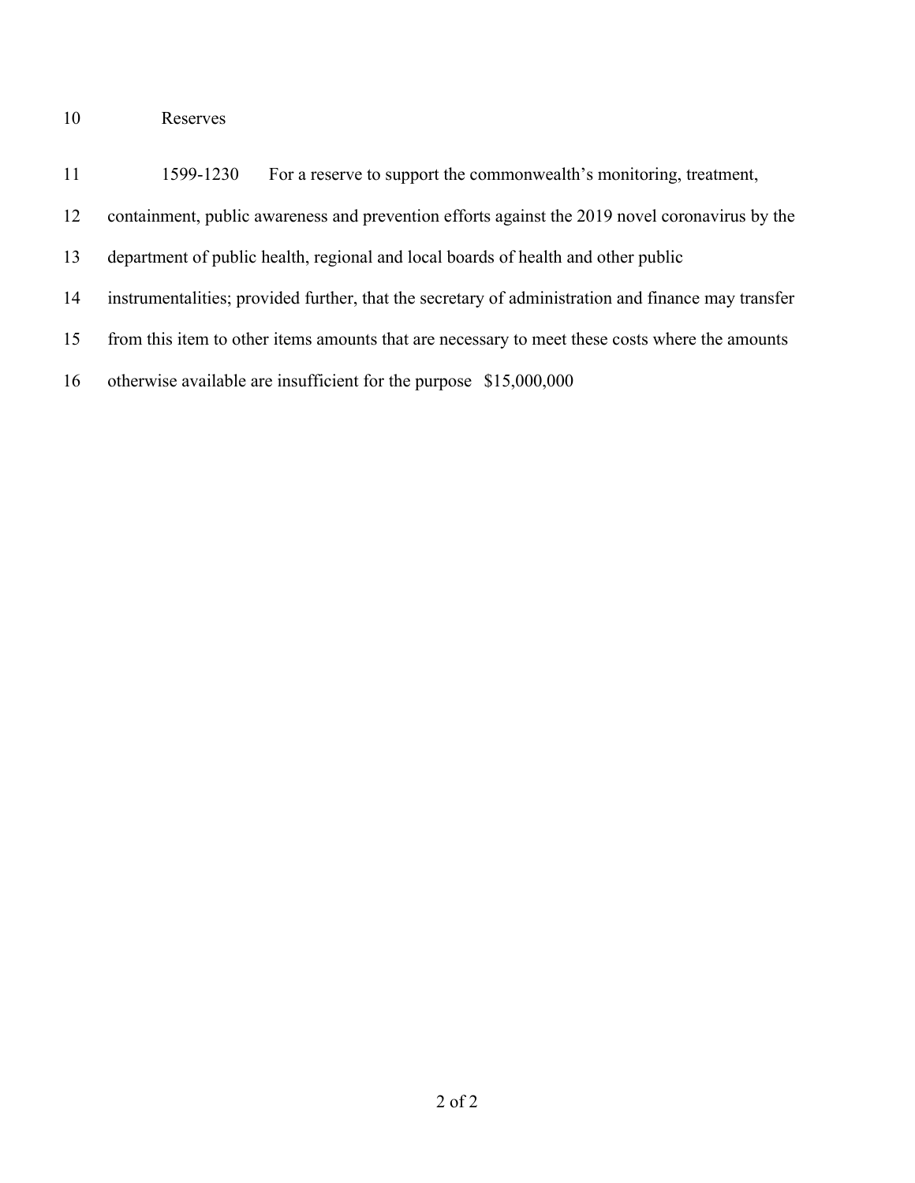Reserves

1599-1230 For a reserve to support the commonwealth's monitoring, treatment, containment, public awareness and prevention efforts against the 2019 novel coronavirus by the department of public health, regional and local boards of health and other public instrumentalities; provided further, that the secretary of administration and finance may transfer from this item to other items amounts that are necessary to meet these costs where the amounts otherwise available are insufficient for the purpose $15,000,000